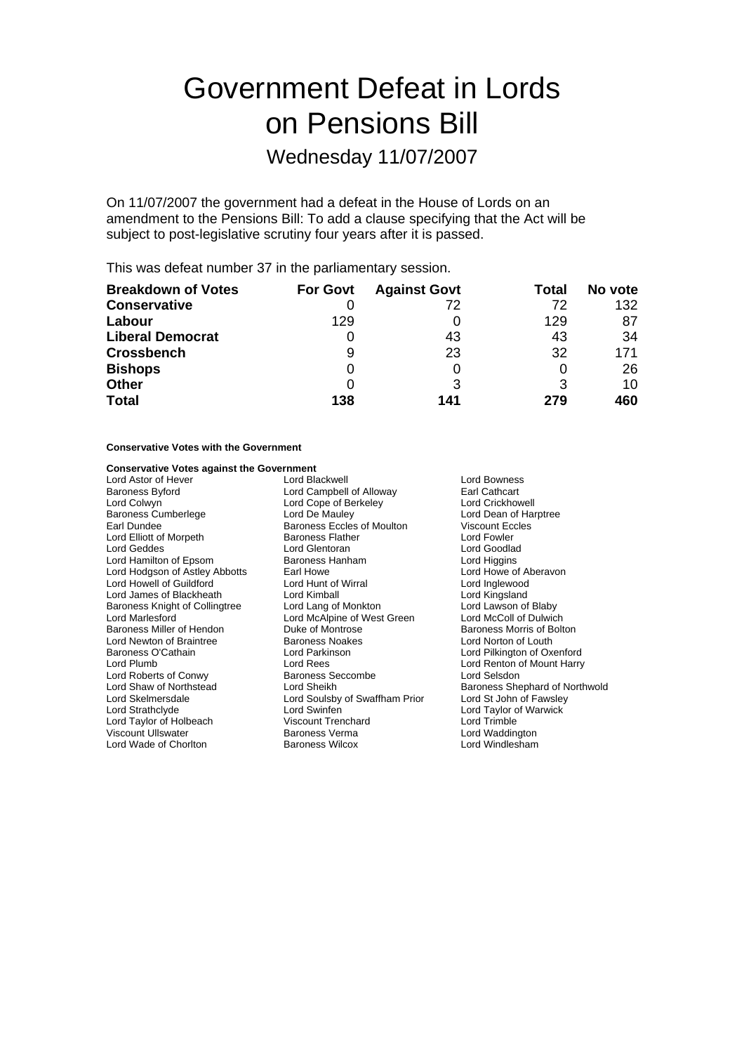# Government Defeat in Lords on Pensions Bill

Wednesday 11/07/2007

On 11/07/2007 the government had a defeat in the House of Lords on an amendment to the Pensions Bill: To add a clause specifying that the Act will be subject to post-legislative scrutiny four years after it is passed.

This was defeat number 37 in the parliamentary session.

| Breakdown of Votes | For Govt | Against Govt | Total | No vote |
|---|---|---|---|---|
| **Conservative** | 0 | 72 | 72 | 132 |
| **Labour** | 129 | 0 | 129 | 87 |
| **Liberal Democrat** | 0 | 43 | 43 | 34 |
| **Crossbench** | 9 | 23 | 32 | 171 |
| **Bishops** | 0 | 0 | 0 | 26 |
| **Other** | 0 | 3 | 3 | 10 |
| **Total** | **138** | **141** | **279** | **460** |

**Conservative Votes with the Government**

**Conservative Votes against the Government**

Lord Astor of Hever
Lord Blackwell
Lord Bowness
Baroness Byford
Lord Campbell of Alloway
Earl Cathcart
Lord Colwyn
Lord Cope of Berkeley
Lord Crickhowell
Baroness Cumberlege
Lord De Mauley
Lord Dean of Harptree
Earl Dundee
Baroness Eccles of Moulton
Viscount Eccles
Lord Elliott of Morpeth
Baroness Flather
Lord Fowler
Lord Geddes
Lord Glentoran
Lord Goodlad
Lord Hamilton of Epsom
Baroness Hanham
Lord Higgins
Lord Hodgson of Astley Abbotts
Earl Howe
Lord Howe of Aberavon
Lord Howell of Guildford
Lord Hunt of Wirral
Lord Inglewood
Lord James of Blackheath
Lord Kimball
Lord Kingsland
Baroness Knight of Collingtree
Lord Lang of Monkton
Lord Lawson of Blaby
Lord Marlesford
Lord McAlpine of West Green
Lord McColl of Dulwich
Baroness Miller of Hendon
Duke of Montrose
Baroness Morris of Bolton
Lord Newton of Braintree
Baroness Noakes
Lord Norton of Louth
Baroness O'Cathain
Lord Parkinson
Lord Pilkington of Oxenford
Lord Plumb
Lord Rees
Lord Renton of Mount Harry
Lord Roberts of Conwy
Baroness Seccombe
Lord Selsdon
Lord Shaw of Northstead
Lord Sheikh
Baroness Shephard of Northwold
Lord Skelmersdale
Lord Soulsby of Swaffham Prior
Lord St John of Fawsley
Lord Strathclyde
Lord Swinfen
Lord Taylor of Warwick
Lord Taylor of Holbeach
Viscount Trenchard
Lord Trimble
Viscount Ullswater
Baroness Verma
Lord Waddington
Lord Wade of Chorlton
Baroness Wilcox
Lord Windlesham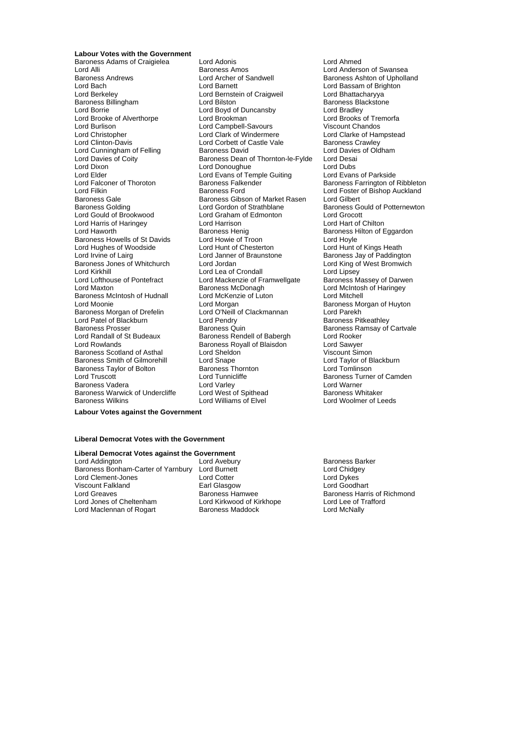**Labour Votes with the Government**

Baroness Adams of Craigielea
Lord Adonis
Lord Ahmed
Lord Alli
Baroness Amos
Lord Anderson of Swansea
Baroness Andrews
Lord Archer of Sandwell
Baroness Ashton of Upholland
Lord Bach
Lord Barnett
Lord Bassam of Brighton
Lord Berkeley
Lord Bernstein of Craigweil
Lord Bhattacharyya
Baroness Billingham
Lord Bilston
Baroness Blackstone
Lord Borrie
Lord Boyd of Duncansby
Lord Bradley
Lord Brooke of Alverthorpe
Lord Brookman
Lord Brooks of Tremorfa
Lord Burlison
Lord Campbell-Savours
Viscount Chandos
Lord Christopher
Lord Clark of Windermere
Lord Clarke of Hampstead
Lord Clinton-Davis
Lord Corbett of Castle Vale
Baroness Crawley
Lord Cunningham of Felling
Baroness David
Lord Davies of Oldham
Lord Davies of Coity
Baroness Dean of Thornton-le-Fylde
Lord Desai
Lord Dixon
Lord Donoughue
Lord Dubs
Lord Elder
Lord Evans of Temple Guiting
Lord Evans of Parkside
Lord Falconer of Thoroton
Baroness Falkender
Baroness Farrington of Ribbleton
Lord Filkin
Baroness Ford
Lord Foster of Bishop Auckland
Baroness Gale
Baroness Gibson of Market Rasen
Lord Gilbert
Baroness Golding
Lord Gordon of Strathblane
Baroness Gould of Potternewton
Lord Gould of Brookwood
Lord Graham of Edmonton
Lord Grocott
Lord Harris of Haringey
Lord Harrison
Lord Hart of Chilton
Lord Haworth
Baroness Henig
Baroness Hilton of Eggardon
Baroness Howells of St Davids
Lord Howie of Troon
Lord Hoyle
Lord Hughes of Woodside
Lord Hunt of Chesterton
Lord Hunt of Kings Heath
Lord Irvine of Lairg
Lord Janner of Braunstone
Baroness Jay of Paddington
Baroness Jones of Whitchurch
Lord Jordan
Lord King of West Bromwich
Lord Kirkhill
Lord Lea of Crondall
Lord Lipsey
Lord Lofthouse of Pontefract
Lord Mackenzie of Framwellgate
Baroness Massey of Darwen
Lord Maxton
Baroness McDonagh
Lord McIntosh of Haringey
Baroness McIntosh of Hudnall
Lord McKenzie of Luton
Lord Mitchell
Lord Moonie
Lord Morgan
Baroness Morgan of Huyton
Baroness Morgan of Drefelin
Lord O'Neill of Clackmannan
Lord Parekh
Lord Patel of Blackburn
Lord Pendry
Baroness Pitkeathley
Baroness Prosser
Baroness Quin
Baroness Ramsay of Cartvale
Lord Randall of St Budeaux
Baroness Rendell of Babergh
Lord Rooker
Lord Rowlands
Baroness Royall of Blaisdon
Lord Sawyer
Baroness Scotland of Asthal
Lord Sheldon
Viscount Simon
Baroness Smith of Gilmorehill
Lord Snape
Lord Taylor of Blackburn
Baroness Taylor of Bolton
Baroness Thornton
Lord Tomlinson
Lord Truscott
Lord Tunnicliffe
Baroness Turner of Camden
Baroness Vadera
Lord Varley
Lord Warner
Baroness Warwick of Undercliffe
Lord West of Spithead
Baroness Whitaker
Baroness Wilkins
Lord Williams of Elvel
Lord Woolmer of Leeds

**Labour Votes against the Government**

**Liberal Democrat Votes with the Government**

**Liberal Democrat Votes against the Government**

Lord Addington
Lord Avebury
Baroness Barker
Baroness Bonham-Carter of Yarnbury
Lord Burnett
Lord Chidgey
Lord Clement-Jones
Lord Cotter
Lord Dykes
Viscount Falkland
Earl Glasgow
Lord Goodhart
Lord Greaves
Baroness Hamwee
Baroness Harris of Richmond
Lord Jones of Cheltenham
Lord Kirkwood of Kirkhope
Lord Lee of Trafford
Lord Maclennan of Rogart
Baroness Maddock
Lord McNally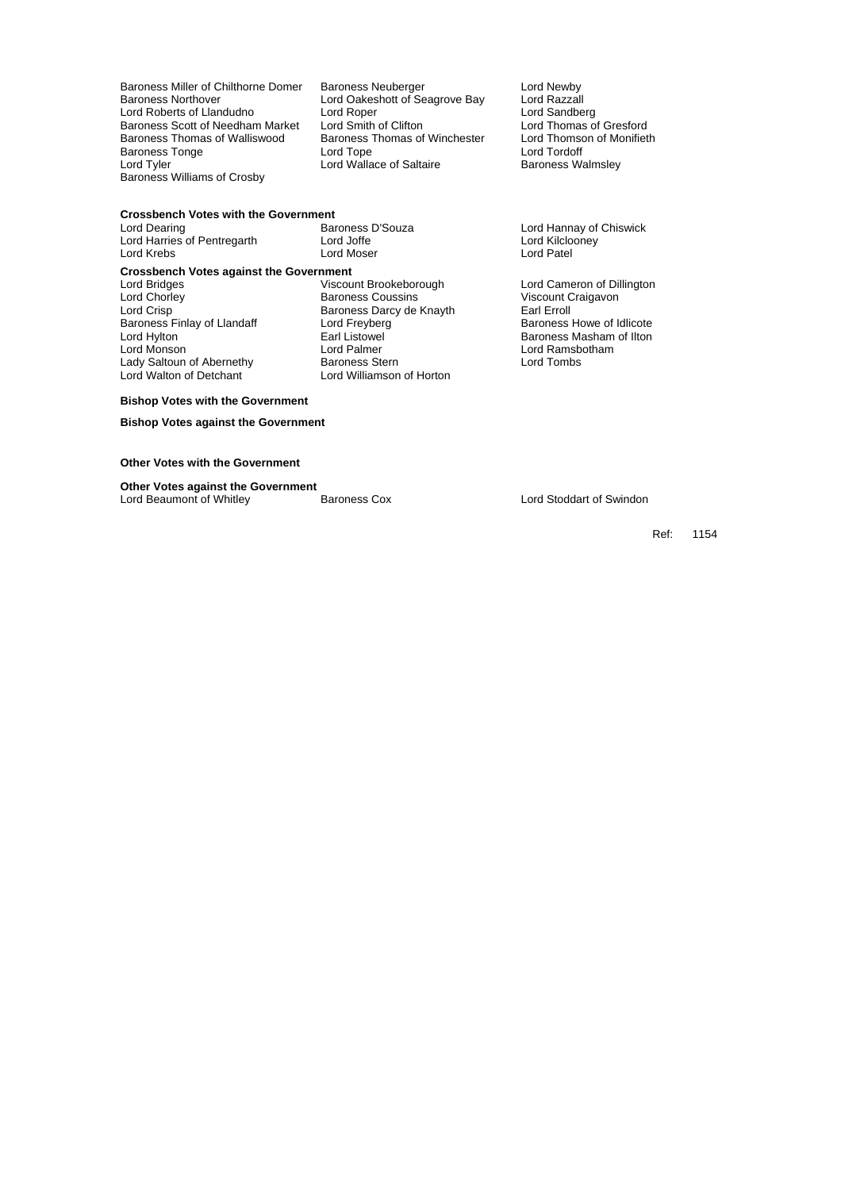Baroness Miller of Chilthorne Domer
Baroness Neuberger
Lord Newby
Baroness Northover
Lord Oakeshott of Seagrove Bay
Lord Razzall
Lord Roberts of Llandudno
Lord Roper
Lord Sandberg
Baroness Scott of Needham Market
Lord Smith of Clifton
Lord Thomas of Gresford
Baroness Thomas of Walliswood
Baroness Thomas of Winchester
Lord Thomson of Monifieth
Baroness Tonge
Lord Tope
Lord Tordoff
Lord Tyler
Lord Wallace of Saltaire
Baroness Walmsley
Baroness Williams of Crosby

**Crossbench Votes with the Government**

Lord Dearing
Baroness D'Souza
Lord Hannay of Chiswick
Lord Harries of Pentregarth
Lord Joffe
Lord Kilclooney
Lord Krebs
Lord Moser
Lord Patel

**Crossbench Votes against the Government**

Lord Bridges
Viscount Brookeborough
Lord Cameron of Dillington
Lord Chorley
Baroness Coussins
Viscount Craigavon
Lord Crisp
Baroness Darcy de Knayth
Earl Erroll
Baroness Finlay of Llandaff
Lord Freyberg
Baroness Howe of Idlicote
Lord Hylton
Earl Listowel
Baroness Masham of Ilton
Lord Monson
Lord Palmer
Lord Ramsbotham
Lady Saltoun of Abernethy
Baroness Stern
Lord Tombs
Lord Walton of Detchant
Lord Williamson of Horton

**Bishop Votes with the Government**

**Bishop Votes against the Government**

**Other Votes with the Government**

**Other Votes against the Government**

Lord Beaumont of Whitley
Baroness Cox
Lord Stoddart of Swindon

Ref: 1154